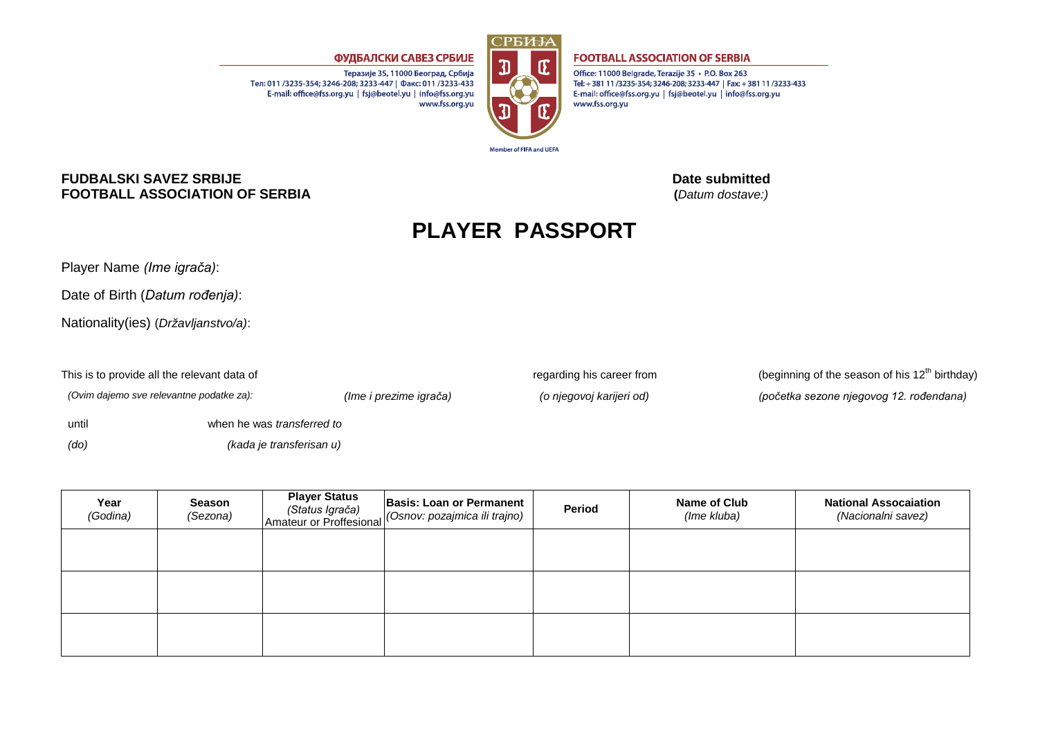ФУДБАЛСКИ САВЕЗ СРБИЈЕ

Теразије 35, 11000 Београд, Србија
Тел: 011 /3235-354; 3246-208; 3233-447 | Факс: 011 /3233-433
E-mail: office@fss.org.yu | fsj@beotel.yu | info@fss.org.yu
www.fss.org.yu

СРБИЈА

Member of FIFA and UEFA

FOOTBALL ASSOCIATION OF SERBIA

Office: 11000 Belgrade, Terazije 35 • P.O. Box 263
Tel: +381 11 /3235-354; 3246-208; 3233-447 | Fax: +381 11 /3233-433
E-mail: office@fss.org.yu | fsj@beotel.yu | info@fss.org.yu
www.fss.org.yu

**FUDBALSKI SAVEZ SRBIJE**
**FOOTBALL ASSOCIATION OF SERBIA**

**Date submitted**
**(***Datum dostave:)*

# PLAYER PASSPORT

Player Name *(Ime igrača)*:

Date of Birth (*Datum rođenja)*:

Nationality(ies) (*Državljanstvo/a)*:

This is to provide all the relevant data of *(Ovim dajemo sve relevantne podatke za):* _______ *(Ime i prezime igrača)* regarding his career from *(o njegovoj karijeri od)* _______ (beginning of the season of his 12th birthday) *(početka sezone njegovog 12. rođendana)*

until *(do)* _______ when he was *transferred to* *(kada je transferisan u)*

| **Year** *(Godina)* | **Season** *(Sezona)* | **Player Status** *(Status Igrača)* Amateur or Proffesional | **Basis: Loan or Permanent** *(Osnov: pozajmica ili trajno)* | **Period** | **Name of Club** *(Ime kluba)* | **National Assocaiation** *(Nacionalni savez)* |
| --- | --- | --- | --- | --- | --- | --- |
| | | | | | | |
| | | | | | | |
| | | | | | | |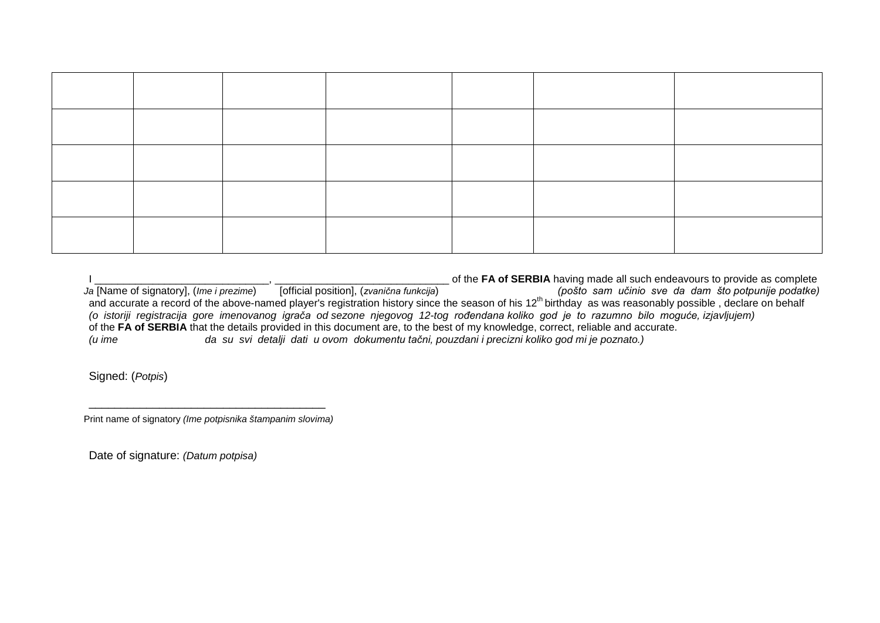| | | | | | | |
|---|---|---|---|---|---|---|
| | | | | | | |
| | | | | | | |
| | | | | | | |
| | | | | | | |
| | | | | | | |

I ______________________________, ______________________________ of the **FA of SERBIA** having made all such endeavours to provide as complete
*Ja* [Name of signatory], (*Ime i prezime*) [official position], (*zvanična funkcija*) *(pošto sam učinio sve da dam što potpunije podatke)*
and accurate a record of the above-named player's registration history since the season of his 12th birthday as was reasonably possible , declare on behalf
*(o istoriji registracija gore imenovanog igrača od sezone njegovog 12-tog rođendana koliko god je to razumno bilo moguće, izjavljujem)*
of the **FA of SERBIA** that the details provided in this document are, to the best of my knowledge, correct, reliable and accurate.
*(u ime da su svi detalji dati u ovom dokumentu tačni, pouzdani i precizni koliko god mi je poznato.)*

Signed: (*Potpis*)

________________________________________

Print name of signatory *(Ime potpisnika štampanim slovima)*

Date of signature: *(Datum potpisa)*